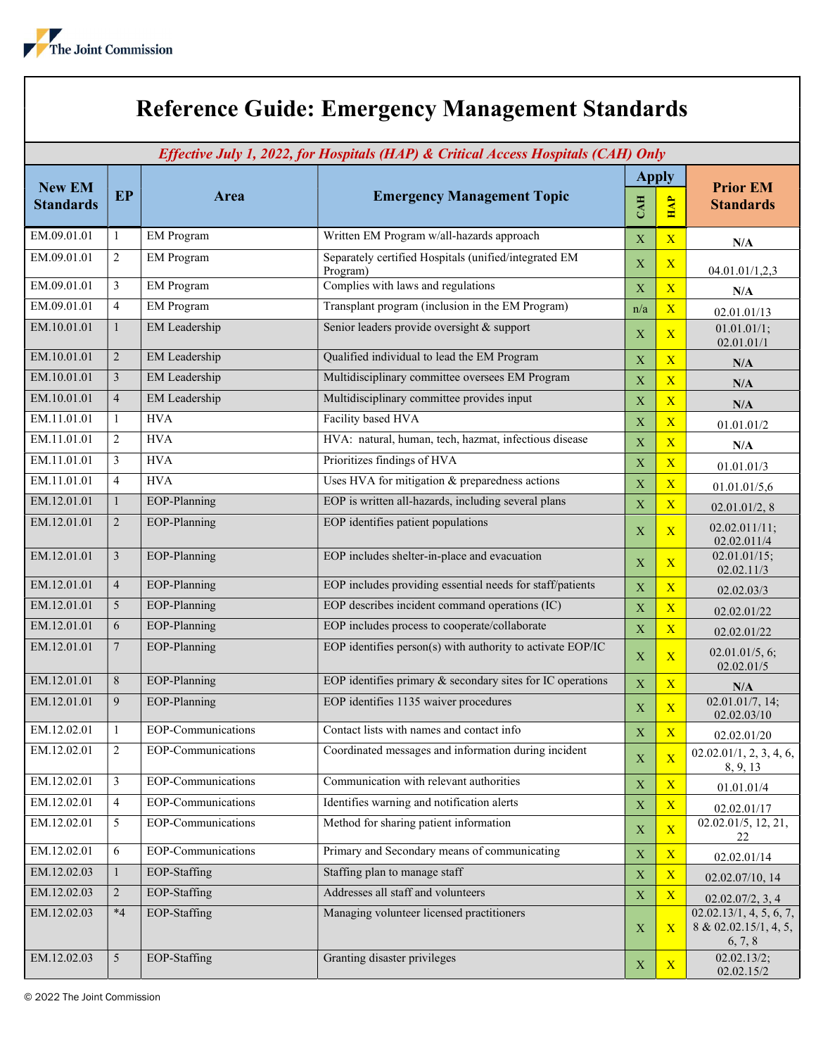# Reference Guide: Emergency Management Standards

***Effective July 1, 2022, for Hospitals (HAP) & Critical Access Hospitals (CAH) Only***

| New EM Standards | EP | Area | Emergency Management Topic | Apply | | Prior EM Standards |
|---|---|---|---|---|---|---|
| | | | | CAH | HAP | |
| EM.09.01.01 | 1 | EM Program | Written EM Program w/all-hazards approach | X | X | N/A |
| EM.09.01.01 | 2 | EM Program | Separately certified Hospitals (unified/integrated EM Program) | X | X | 04.01.01/1,2,3 |
| EM.09.01.01 | 3 | EM Program | Complies with laws and regulations | X | X | N/A |
| EM.09.01.01 | 4 | EM Program | Transplant program (inclusion in the EM Program) | n/a | X | 02.01.01/13 |
| EM.10.01.01 | 1 | EM Leadership | Senior leaders provide oversight & support | X | X | 01.01.01/1; 02.01.01/1 |
| EM.10.01.01 | 2 | EM Leadership | Qualified individual to lead the EM Program | X | X | N/A |
| EM.10.01.01 | 3 | EM Leadership | Multidisciplinary committee oversees EM Program | X | X | N/A |
| EM.10.01.01 | 4 | EM Leadership | Multidisciplinary committee provides input | X | X | N/A |
| EM.11.01.01 | 1 | HVA | Facility based HVA | X | X | 01.01.01/2 |
| EM.11.01.01 | 2 | HVA | HVA: natural, human, tech, hazmat, infectious disease | X | X | N/A |
| EM.11.01.01 | 3 | HVA | Prioritizes findings of HVA | X | X | 01.01.01/3 |
| EM.11.01.01 | 4 | HVA | Uses HVA for mitigation & preparedness actions | X | X | 01.01.01/5,6 |
| EM.12.01.01 | 1 | EOP-Planning | EOP is written all-hazards, including several plans | X | X | 02.01.01/2, 8 |
| EM.12.01.01 | 2 | EOP-Planning | EOP identifies patient populations | X | X | 02.02.011/11; 02.02.011/4 |
| EM.12.01.01 | 3 | EOP-Planning | EOP includes shelter-in-place and evacuation | X | X | 02.01.01/15; 02.02.11/3 |
| EM.12.01.01 | 4 | EOP-Planning | EOP includes providing essential needs for staff/patients | X | X | 02.02.03/3 |
| EM.12.01.01 | 5 | EOP-Planning | EOP describes incident command operations (IC) | X | X | 02.02.01/22 |
| EM.12.01.01 | 6 | EOP-Planning | EOP includes process to cooperate/collaborate | X | X | 02.02.01/22 |
| EM.12.01.01 | 7 | EOP-Planning | EOP identifies person(s) with authority to activate EOP/IC | X | X | 02.01.01/5, 6; 02.02.01/5 |
| EM.12.01.01 | 8 | EOP-Planning | EOP identifies primary & secondary sites for IC operations | X | X | N/A |
| EM.12.01.01 | 9 | EOP-Planning | EOP identifies 1135 waiver procedures | X | X | 02.01.01/7, 14; 02.02.03/10 |
| EM.12.02.01 | 1 | EOP-Communications | Contact lists with names and contact info | X | X | 02.02.01/20 |
| EM.12.02.01 | 2 | EOP-Communications | Coordinated messages and information during incident | X | X | 02.02.01/1, 2, 3, 4, 6, 8, 9, 13 |
| EM.12.02.01 | 3 | EOP-Communications | Communication with relevant authorities | X | X | 01.01.01/4 |
| EM.12.02.01 | 4 | EOP-Communications | Identifies warning and notification alerts | X | X | 02.02.01/17 |
| EM.12.02.01 | 5 | EOP-Communications | Method for sharing patient information | X | X | 02.02.01/5, 12, 21, 22 |
| EM.12.02.01 | 6 | EOP-Communications | Primary and Secondary means of communicating | X | X | 02.02.01/14 |
| EM.12.02.03 | 1 | EOP-Staffing | Staffing plan to manage staff | X | X | 02.02.07/10, 14 |
| EM.12.02.03 | 2 | EOP-Staffing | Addresses all staff and volunteers | X | X | 02.02.07/2, 3, 4 |
| EM.12.02.03 | *4 | EOP-Staffing | Managing volunteer licensed practitioners | X | X | 02.02.13/1, 4, 5, 6, 7, 8 & 02.02.15/1, 4, 5, 6, 7, 8 |
| EM.12.02.03 | 5 | EOP-Staffing | Granting disaster privileges | X | X | 02.02.13/2; 02.02.15/2 |

© 2022 The Joint Commission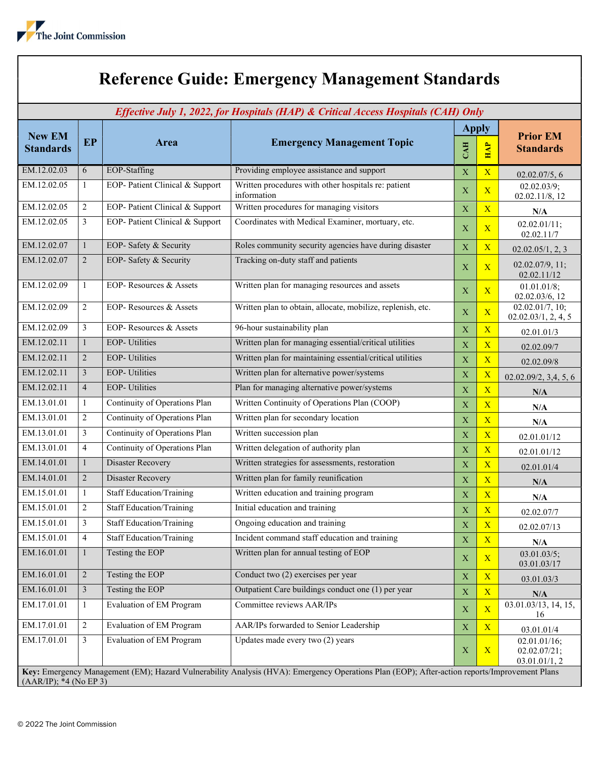# Reference Guide: Emergency Management Standards

*Effective July 1, 2022, for Hospitals (HAP) & Critical Access Hospitals (CAH) Only*

| New EM Standards | EP | Area | Emergency Management Topic | Apply | | Prior EM Standards |
|---|---|---|---|---|---|---|
| | | | | CAH | HAP | |
| EM.12.02.03 | 6 | EOP-Staffing | Providing employee assistance and support | X | X | 02.02.07/5, 6 |
| EM.12.02.05 | 1 | EOP- Patient Clinical & Support | Written procedures with other hospitals re: patient information | X | X | 02.02.03/9; 02.02.11/8, 12 |
| EM.12.02.05 | 2 | EOP- Patient Clinical & Support | Written procedures for managing visitors | X | X | N/A |
| EM.12.02.05 | 3 | EOP- Patient Clinical & Support | Coordinates with Medical Examiner, mortuary, etc. | X | X | 02.02.01/11; 02.02.11/7 |
| EM.12.02.07 | 1 | EOP- Safety & Security | Roles community security agencies have during disaster | X | X | 02.02.05/1, 2, 3 |
| EM.12.02.07 | 2 | EOP- Safety & Security | Tracking on-duty staff and patients | X | X | 02.02.07/9, 11; 02.02.11/12 |
| EM.12.02.09 | 1 | EOP- Resources & Assets | Written plan for managing resources and assets | X | X | 01.01.01/8; 02.02.03/6, 12 |
| EM.12.02.09 | 2 | EOP- Resources & Assets | Written plan to obtain, allocate, mobilize, replenish, etc. | X | X | 02.02.01/7, 10; 02.02.03/1, 2, 4, 5 |
| EM.12.02.09 | 3 | EOP- Resources & Assets | 96-hour sustainability plan | X | X | 02.01.01/3 |
| EM.12.02.11 | 1 | EOP- Utilities | Written plan for managing essential/critical utilities | X | X | 02.02.09/7 |
| EM.12.02.11 | 2 | EOP- Utilities | Written plan for maintaining essential/critical utilities | X | X | 02.02.09/8 |
| EM.12.02.11 | 3 | EOP- Utilities | Written plan for alternative power/systems | X | X | 02.02.09/2, 3,4, 5, 6 |
| EM.12.02.11 | 4 | EOP- Utilities | Plan for managing alternative power/systems | X | X | N/A |
| EM.13.01.01 | 1 | Continuity of Operations Plan | Written Continuity of Operations Plan (COOP) | X | X | N/A |
| EM.13.01.01 | 2 | Continuity of Operations Plan | Written plan for secondary location | X | X | N/A |
| EM.13.01.01 | 3 | Continuity of Operations Plan | Written succession plan | X | X | 02.01.01/12 |
| EM.13.01.01 | 4 | Continuity of Operations Plan | Written delegation of authority plan | X | X | 02.01.01/12 |
| EM.14.01.01 | 1 | Disaster Recovery | Written strategies for assessments, restoration | X | X | 02.01.01/4 |
| EM.14.01.01 | 2 | Disaster Recovery | Written plan for family reunification | X | X | N/A |
| EM.15.01.01 | 1 | Staff Education/Training | Written education and training program | X | X | N/A |
| EM.15.01.01 | 2 | Staff Education/Training | Initial education and training | X | X | 02.02.07/7 |
| EM.15.01.01 | 3 | Staff Education/Training | Ongoing education and training | X | X | 02.02.07/13 |
| EM.15.01.01 | 4 | Staff Education/Training | Incident command staff education and training | X | X | N/A |
| EM.16.01.01 | 1 | Testing the EOP | Written plan for annual testing of EOP | X | X | 03.01.03/5; 03.01.03/17 |
| EM.16.01.01 | 2 | Testing the EOP | Conduct two (2) exercises per year | X | X | 03.01.03/3 |
| EM.16.01.01 | 3 | Testing the EOP | Outpatient Care buildings conduct one (1) per year | X | X | N/A |
| EM.17.01.01 | 1 | Evaluation of EM Program | Committee reviews AAR/IPs | X | X | 03.01.03/13, 14, 15, 16 |
| EM.17.01.01 | 2 | Evaluation of EM Program | AAR/IPs forwarded to Senior Leadership | X | X | 03.01.01/4 |
| EM.17.01.01 | 3 | Evaluation of EM Program | Updates made every two (2) years | X | X | 02.01.01/16; 02.02.07/21; 03.01.01/1, 2 |

**Key:** Emergency Management (EM); Hazard Vulnerability Analysis (HVA): Emergency Operations Plan (EOP); After-action reports/Improvement Plans (AAR/IP); *4 (No EP 3)

© 2022 The Joint Commission